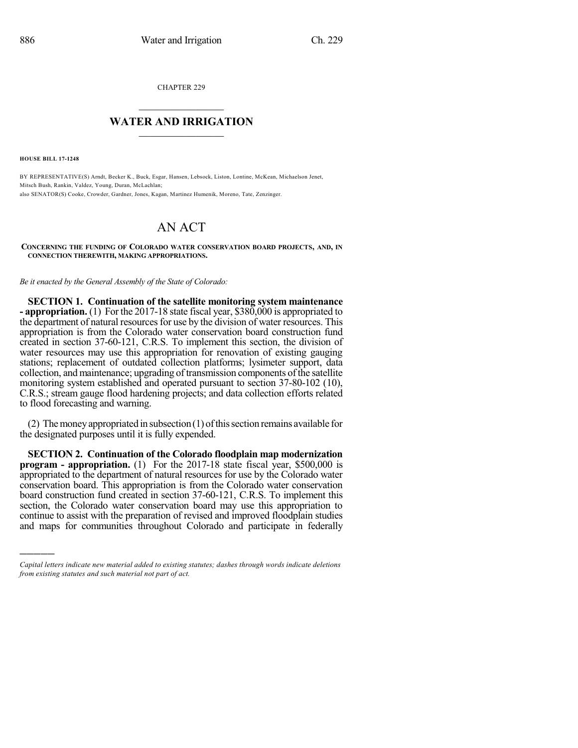CHAPTER 229

# WATER AND IRRIGATION

**HOUSE BILL 17-1248**

BY REPRESENTATIVE(S) Arndt, Becker K., Buck, Esgar, Hansen, Lebsock, Liston, Lontine, McKean, Michaelson Jenet, Mitsch Bush, Rankin, Valdez, Young, Duran, McLachlan;
also SENATOR(S) Cooke, Crowder, Gardner, Jones, Kagan, Martinez Humenik, Moreno, Tate, Zenzinger.

# AN ACT

**CONCERNING THE FUNDING OF COLORADO WATER CONSERVATION BOARD PROJECTS, AND, IN CONNECTION THEREWITH, MAKING APPROPRIATIONS.**

*Be it enacted by the General Assembly of the State of Colorado:*

**SECTION 1. Continuation of the satellite monitoring system maintenance - appropriation.** (1) For the 2017-18 state fiscal year, $380,000 is appropriated to the department of natural resources for use by the division of water resources. This appropriation is from the Colorado water conservation board construction fund created in section 37-60-121, C.R.S. To implement this section, the division of water resources may use this appropriation for renovation of existing gauging stations; replacement of outdated collection platforms; lysimeter support, data collection, and maintenance; upgrading of transmission components of the satellite monitoring system established and operated pursuant to section 37-80-102 (10), C.R.S.; stream gauge flood hardening projects; and data collection efforts related to flood forecasting and warning.

(2) The money appropriated in subsection (1) of this section remains available for the designated purposes until it is fully expended.

**SECTION 2. Continuation of the Colorado floodplain map modernization program - appropriation.** (1) For the 2017-18 state fiscal year, $500,000 is appropriated to the department of natural resources for use by the Colorado water conservation board. This appropriation is from the Colorado water conservation board construction fund created in section 37-60-121, C.R.S. To implement this section, the Colorado water conservation board may use this appropriation to continue to assist with the preparation of revised and improved floodplain studies and maps for communities throughout Colorado and participate in federally

---

*Capital letters indicate new material added to existing statutes; dashes through words indicate deletions from existing statutes and such material not part of act.*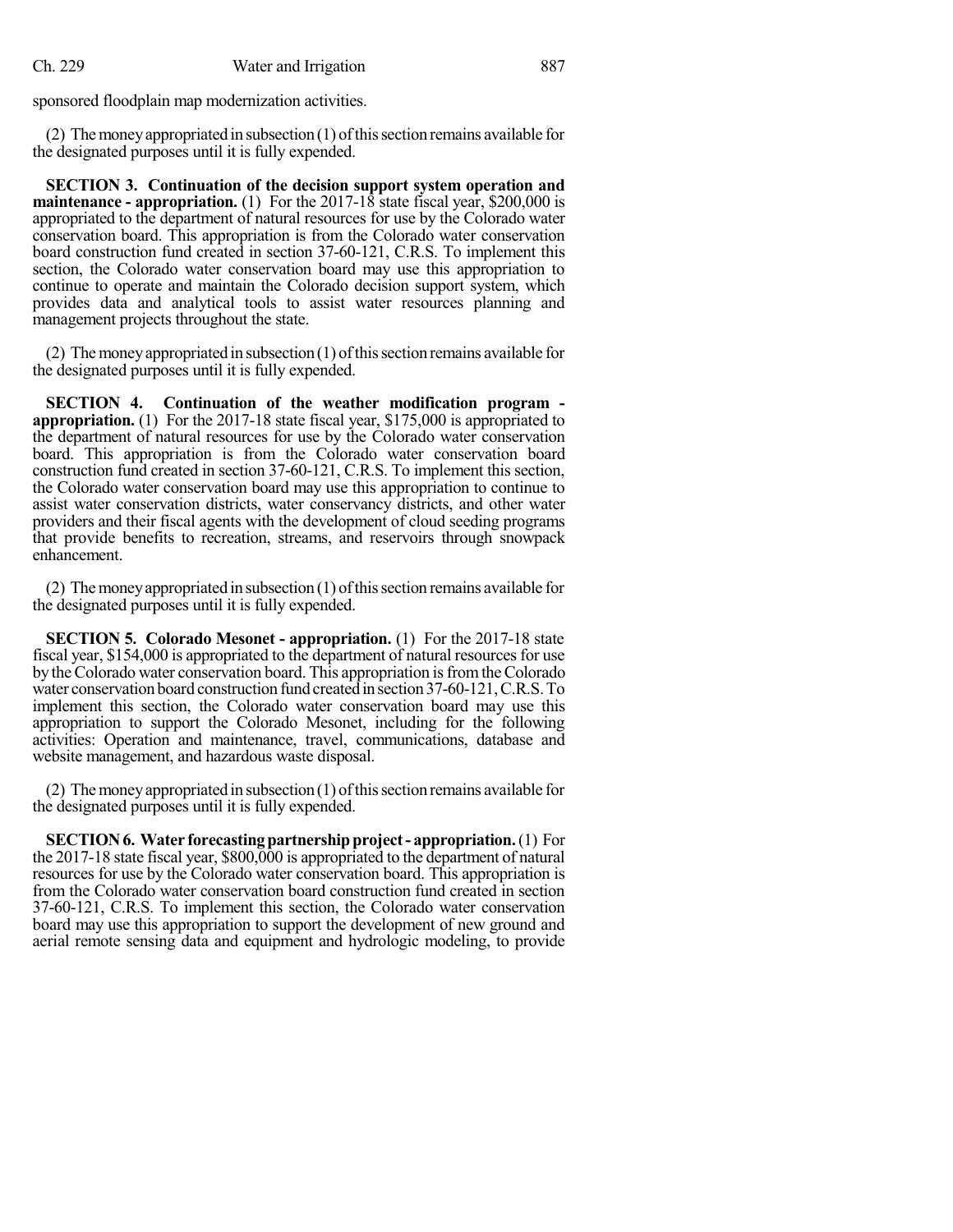sponsored floodplain map modernization activities.

(2) The money appropriated in subsection (1) of this section remains available for the designated purposes until it is fully expended.

**SECTION 3. Continuation of the decision support system operation and maintenance - appropriation.** (1) For the 2017-18 state fiscal year, $200,000 is appropriated to the department of natural resources for use by the Colorado water conservation board. This appropriation is from the Colorado water conservation board construction fund created in section 37-60-121, C.R.S. To implement this section, the Colorado water conservation board may use this appropriation to continue to operate and maintain the Colorado decision support system, which provides data and analytical tools to assist water resources planning and management projects throughout the state.

(2) The money appropriated in subsection (1) of this section remains available for the designated purposes until it is fully expended.

**SECTION 4. Continuation of the weather modification program - appropriation.** (1) For the 2017-18 state fiscal year, $175,000 is appropriated to the department of natural resources for use by the Colorado water conservation board. This appropriation is from the Colorado water conservation board construction fund created in section 37-60-121, C.R.S. To implement this section, the Colorado water conservation board may use this appropriation to continue to assist water conservation districts, water conservancy districts, and other water providers and their fiscal agents with the development of cloud seeding programs that provide benefits to recreation, streams, and reservoirs through snowpack enhancement.

(2) The money appropriated in subsection (1) of this section remains available for the designated purposes until it is fully expended.

**SECTION 5. Colorado Mesonet - appropriation.** (1) For the 2017-18 state fiscal year, $154,000 is appropriated to the department of natural resources for use by the Colorado water conservation board. This appropriation is from the Colorado water conservation board construction fund created in section 37-60-121, C.R.S. To implement this section, the Colorado water conservation board may use this appropriation to support the Colorado Mesonet, including for the following activities: Operation and maintenance, travel, communications, database and website management, and hazardous waste disposal.

(2) The money appropriated in subsection (1) of this section remains available for the designated purposes until it is fully expended.

**SECTION 6. Water forecasting partnership project - appropriation.** (1) For the 2017-18 state fiscal year, $800,000 is appropriated to the department of natural resources for use by the Colorado water conservation board. This appropriation is from the Colorado water conservation board construction fund created in section 37-60-121, C.R.S. To implement this section, the Colorado water conservation board may use this appropriation to support the development of new ground and aerial remote sensing data and equipment and hydrologic modeling, to provide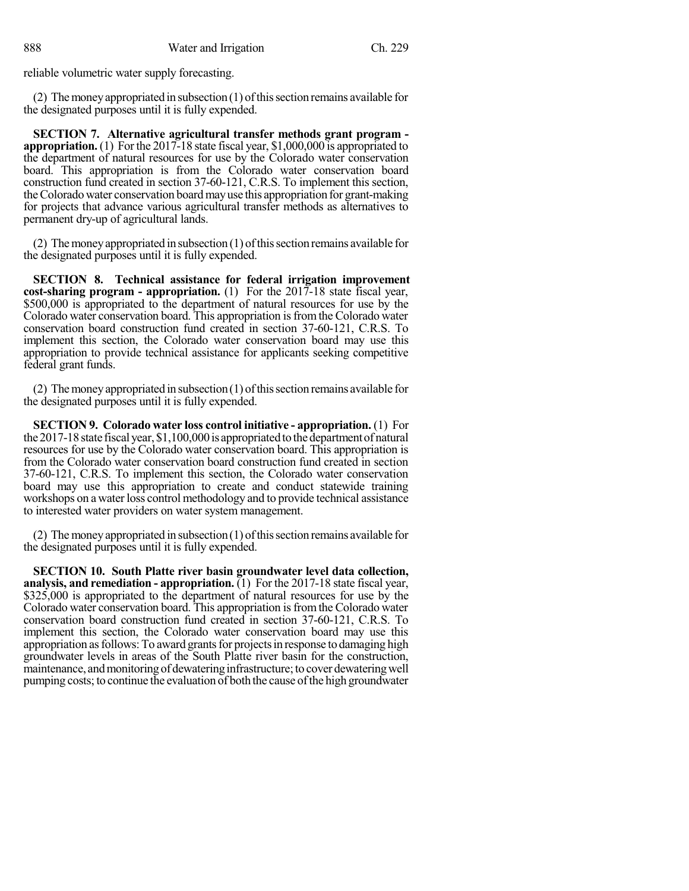reliable volumetric water supply forecasting.

(2) The money appropriated in subsection (1) of this section remains available for the designated purposes until it is fully expended.

**SECTION 7. Alternative agricultural transfer methods grant program - appropriation.** (1) For the 2017-18 state fiscal year, $1,000,000 is appropriated to the department of natural resources for use by the Colorado water conservation board. This appropriation is from the Colorado water conservation board construction fund created in section 37-60-121, C.R.S. To implement this section, the Colorado water conservation board may use this appropriation for grant-making for projects that advance various agricultural transfer methods as alternatives to permanent dry-up of agricultural lands.

(2) The money appropriated in subsection (1) of this section remains available for the designated purposes until it is fully expended.

**SECTION 8. Technical assistance for federal irrigation improvement cost-sharing program - appropriation.** (1) For the 2017-18 state fiscal year, $500,000 is appropriated to the department of natural resources for use by the Colorado water conservation board. This appropriation is from the Colorado water conservation board construction fund created in section 37-60-121, C.R.S. To implement this section, the Colorado water conservation board may use this appropriation to provide technical assistance for applicants seeking competitive federal grant funds.

(2) The money appropriated in subsection (1) of this section remains available for the designated purposes until it is fully expended.

**SECTION 9. Colorado water loss control initiative - appropriation.** (1) For the 2017-18 state fiscal year, $1,100,000 is appropriated to the department of natural resources for use by the Colorado water conservation board. This appropriation is from the Colorado water conservation board construction fund created in section 37-60-121, C.R.S. To implement this section, the Colorado water conservation board may use this appropriation to create and conduct statewide training workshops on a water loss control methodology and to provide technical assistance to interested water providers on water system management.

(2) The money appropriated in subsection (1) of this section remains available for the designated purposes until it is fully expended.

**SECTION 10. South Platte river basin groundwater level data collection, analysis, and remediation - appropriation.** (1) For the 2017-18 state fiscal year, $325,000 is appropriated to the department of natural resources for use by the Colorado water conservation board. This appropriation is from the Colorado water conservation board construction fund created in section 37-60-121, C.R.S. To implement this section, the Colorado water conservation board may use this appropriation as follows: To award grants for projects in response to damaging high groundwater levels in areas of the South Platte river basin for the construction, maintenance, and monitoring of dewatering infrastructure; to cover dewatering well pumping costs; to continue the evaluation of both the cause of the high groundwater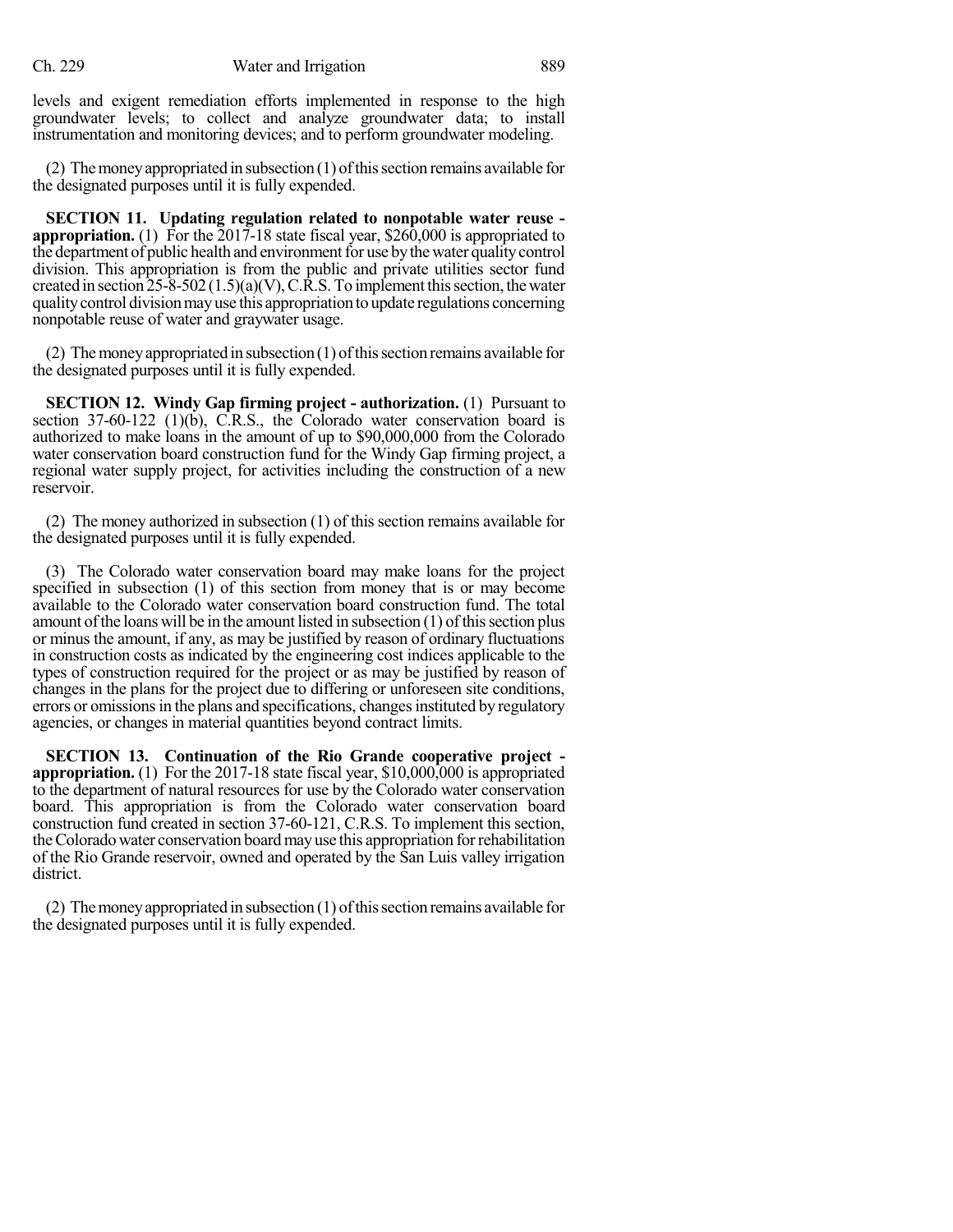levels and exigent remediation efforts implemented in response to the high groundwater levels; to collect and analyze groundwater data; to install instrumentation and monitoring devices; and to perform groundwater modeling.

(2) The money appropriated in subsection (1) of this section remains available for the designated purposes until it is fully expended.

**SECTION 11. Updating regulation related to nonpotable water reuse - appropriation.** (1) For the 2017-18 state fiscal year, $260,000 is appropriated to the department of public health and environment for use by the water quality control division. This appropriation is from the public and private utilities sector fund created in section 25-8-502 (1.5)(a)(V), C.R.S. To implement this section, the water quality control division may use this appropriation to update regulations concerning nonpotable reuse of water and graywater usage.

(2) The money appropriated in subsection (1) of this section remains available for the designated purposes until it is fully expended.

**SECTION 12. Windy Gap firming project - authorization.** (1) Pursuant to section 37-60-122 (1)(b), C.R.S., the Colorado water conservation board is authorized to make loans in the amount of up to $90,000,000 from the Colorado water conservation board construction fund for the Windy Gap firming project, a regional water supply project, for activities including the construction of a new reservoir.

(2) The money authorized in subsection (1) of this section remains available for the designated purposes until it is fully expended.

(3) The Colorado water conservation board may make loans for the project specified in subsection (1) of this section from money that is or may become available to the Colorado water conservation board construction fund. The total amount of the loans will be in the amount listed in subsection (1) of this section plus or minus the amount, if any, as may be justified by reason of ordinary fluctuations in construction costs as indicated by the engineering cost indices applicable to the types of construction required for the project or as may be justified by reason of changes in the plans for the project due to differing or unforeseen site conditions, errors or omissions in the plans and specifications, changes instituted by regulatory agencies, or changes in material quantities beyond contract limits.

**SECTION 13. Continuation of the Rio Grande cooperative project - appropriation.** (1) For the 2017-18 state fiscal year, $10,000,000 is appropriated to the department of natural resources for use by the Colorado water conservation board. This appropriation is from the Colorado water conservation board construction fund created in section 37-60-121, C.R.S. To implement this section, the Colorado water conservation board may use this appropriation for rehabilitation of the Rio Grande reservoir, owned and operated by the San Luis valley irrigation district.

(2) The money appropriated in subsection (1) of this section remains available for the designated purposes until it is fully expended.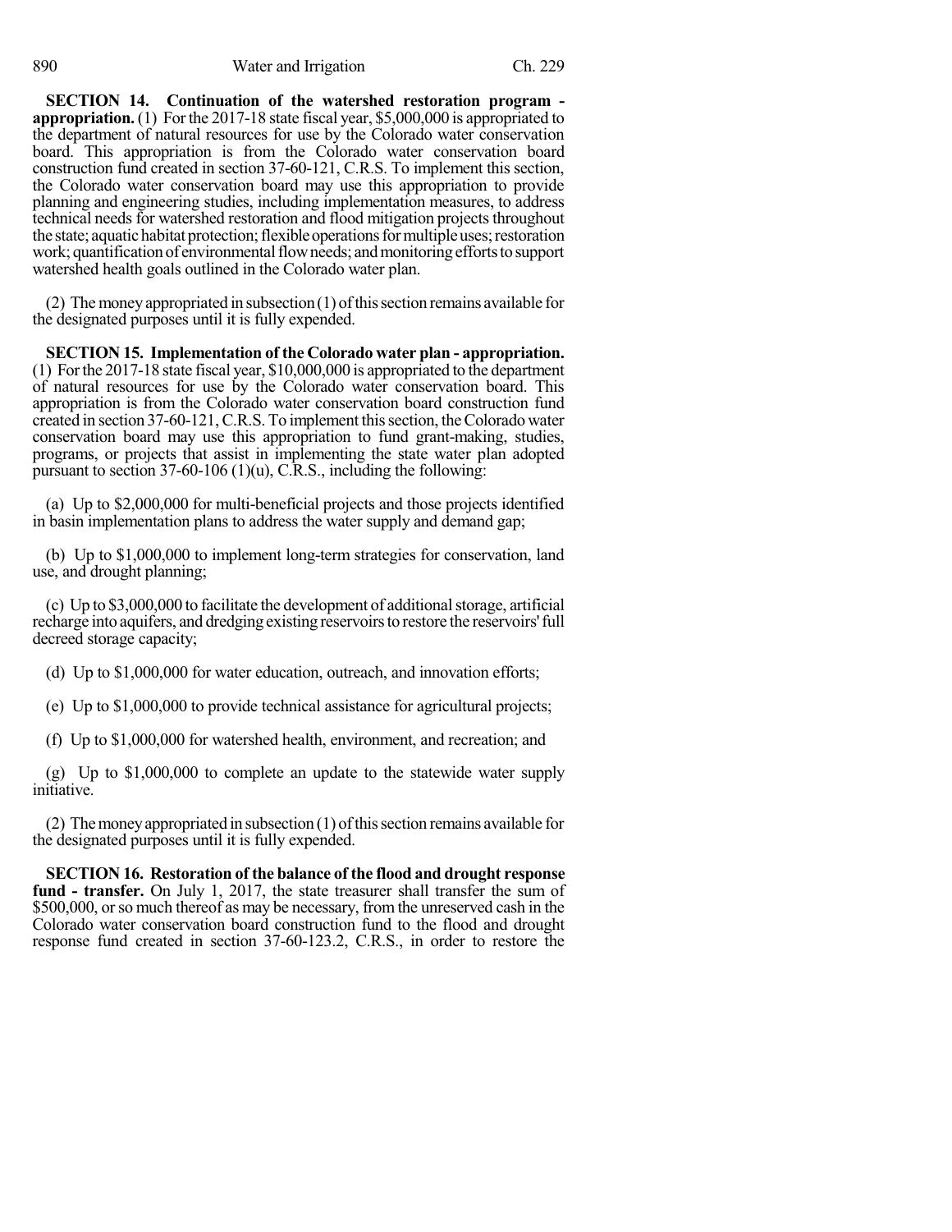**SECTION 14. Continuation of the watershed restoration program - appropriation.** (1) For the 2017-18 state fiscal year, $5,000,000 is appropriated to the department of natural resources for use by the Colorado water conservation board. This appropriation is from the Colorado water conservation board construction fund created in section 37-60-121, C.R.S. To implement this section, the Colorado water conservation board may use this appropriation to provide planning and engineering studies, including implementation measures, to address technical needs for watershed restoration and flood mitigation projects throughout the state; aquatic habitat protection; flexible operations for multiple uses; restoration work; quantification of environmental flow needs; and monitoring efforts to support watershed health goals outlined in the Colorado water plan.

(2) The money appropriated in subsection (1) of this section remains available for the designated purposes until it is fully expended.

**SECTION 15. Implementation of the Colorado water plan - appropriation.** (1) For the 2017-18 state fiscal year, $10,000,000 is appropriated to the department of natural resources for use by the Colorado water conservation board. This appropriation is from the Colorado water conservation board construction fund created in section 37-60-121, C.R.S. To implement this section, the Colorado water conservation board may use this appropriation to fund grant-making, studies, programs, or projects that assist in implementing the state water plan adopted pursuant to section 37-60-106 (1)(u), C.R.S., including the following:

(a) Up to $2,000,000 for multi-beneficial projects and those projects identified in basin implementation plans to address the water supply and demand gap;

(b) Up to $1,000,000 to implement long-term strategies for conservation, land use, and drought planning;

(c) Up to $3,000,000 to facilitate the development of additional storage, artificial recharge into aquifers, and dredging existing reservoirs to restore the reservoirs' full decreed storage capacity;

(d) Up to $1,000,000 for water education, outreach, and innovation efforts;

(e) Up to $1,000,000 to provide technical assistance for agricultural projects;

(f) Up to $1,000,000 for watershed health, environment, and recreation; and

(g) Up to $1,000,000 to complete an update to the statewide water supply initiative.

(2) The money appropriated in subsection (1) of this section remains available for the designated purposes until it is fully expended.

**SECTION 16. Restoration of the balance of the flood and drought response fund - transfer.** On July 1, 2017, the state treasurer shall transfer the sum of $500,000, or so much thereof as may be necessary, from the unreserved cash in the Colorado water conservation board construction fund to the flood and drought response fund created in section 37-60-123.2, C.R.S., in order to restore the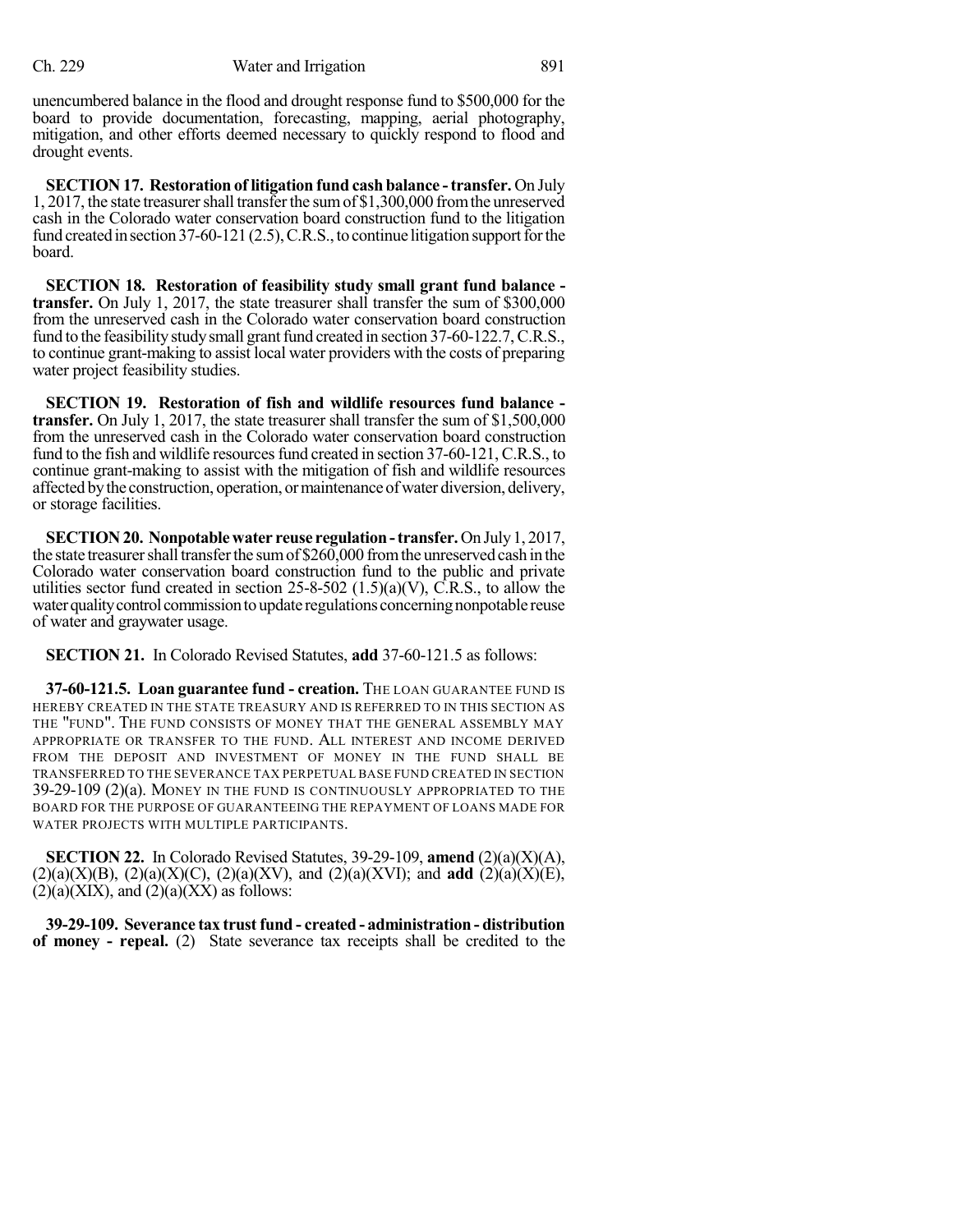unencumbered balance in the flood and drought response fund to $500,000 for the board to provide documentation, forecasting, mapping, aerial photography, mitigation, and other efforts deemed necessary to quickly respond to flood and drought events.

**SECTION 17. Restoration of litigation fund cash balance - transfer.** On July 1, 2017, the state treasurer shall transfer the sum of $1,300,000 from the unreserved cash in the Colorado water conservation board construction fund to the litigation fund created in section 37-60-121 (2.5), C.R.S., to continue litigation support for the board.

**SECTION 18. Restoration of feasibility study small grant fund balance - transfer.** On July 1, 2017, the state treasurer shall transfer the sum of $300,000 from the unreserved cash in the Colorado water conservation board construction fund to the feasibility study small grant fund created in section 37-60-122.7, C.R.S., to continue grant-making to assist local water providers with the costs of preparing water project feasibility studies.

**SECTION 19. Restoration of fish and wildlife resources fund balance - transfer.** On July 1, 2017, the state treasurer shall transfer the sum of $1,500,000 from the unreserved cash in the Colorado water conservation board construction fund to the fish and wildlife resources fund created in section 37-60-121, C.R.S., to continue grant-making to assist with the mitigation of fish and wildlife resources affected by the construction, operation, or maintenance of water diversion, delivery, or storage facilities.

**SECTION 20. Nonpotable water reuse regulation - transfer.** On July 1, 2017, the state treasurer shall transfer the sum of $260,000 from the unreserved cash in the Colorado water conservation board construction fund to the public and private utilities sector fund created in section 25-8-502 (1.5)(a)(V), C.R.S., to allow the water quality control commission to update regulations concerning nonpotable reuse of water and graywater usage.

**SECTION 21.** In Colorado Revised Statutes, **add** 37-60-121.5 as follows:

**37-60-121.5. Loan guarantee fund - creation.** THE LOAN GUARANTEE FUND IS HEREBY CREATED IN THE STATE TREASURY AND IS REFERRED TO IN THIS SECTION AS THE "FUND". THE FUND CONSISTS OF MONEY THAT THE GENERAL ASSEMBLY MAY APPROPRIATE OR TRANSFER TO THE FUND. ALL INTEREST AND INCOME DERIVED FROM THE DEPOSIT AND INVESTMENT OF MONEY IN THE FUND SHALL BE TRANSFERRED TO THE SEVERANCE TAX PERPETUAL BASE FUND CREATED IN SECTION 39-29-109 (2)(a). MONEY IN THE FUND IS CONTINUOUSLY APPROPRIATED TO THE BOARD FOR THE PURPOSE OF GUARANTEEING THE REPAYMENT OF LOANS MADE FOR WATER PROJECTS WITH MULTIPLE PARTICIPANTS.

**SECTION 22.** In Colorado Revised Statutes, 39-29-109, **amend** (2)(a)(X)(A), (2)(a)(X)(B), (2)(a)(X)(C), (2)(a)(XV), and (2)(a)(XVI); and **add** (2)(a)(X)(E), (2)(a)(XIX), and (2)(a)(XX) as follows:

**39-29-109. Severance tax trust fund - created - administration - distribution of money - repeal.** (2) State severance tax receipts shall be credited to the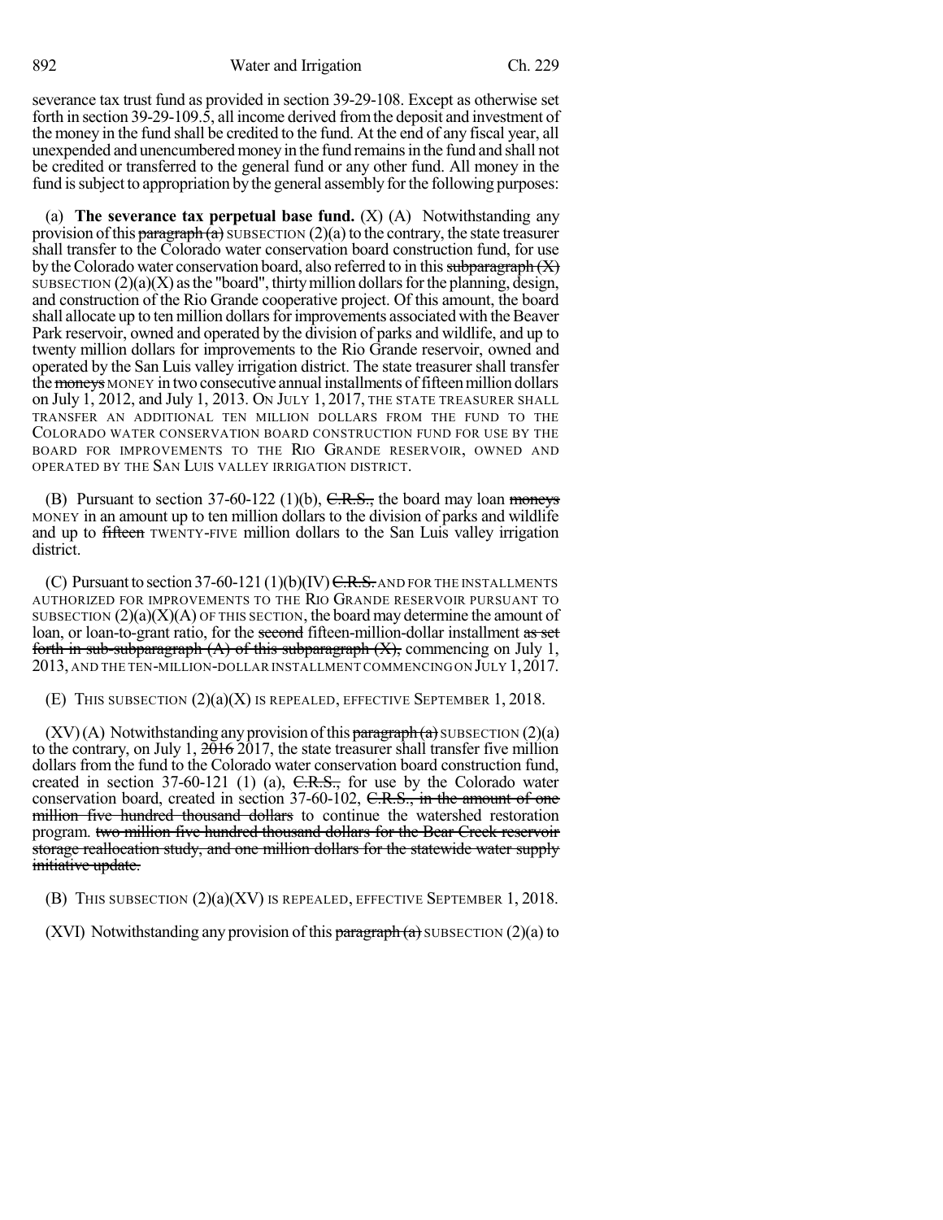severance tax trust fund as provided in section 39-29-108. Except as otherwise set forth in section 39-29-109.5, all income derived from the deposit and investment of the money in the fund shall be credited to the fund. At the end of any fiscal year, all unexpended and unencumbered money in the fund remains in the fund and shall not be credited or transferred to the general fund or any other fund. All money in the fund is subject to appropriation by the general assembly for the following purposes:

(a) **The severance tax perpetual base fund.** (X) (A) Notwithstanding any provision of this ~~paragraph (a)~~ SUBSECTION (2)(a) to the contrary, the state treasurer shall transfer to the Colorado water conservation board construction fund, for use by the Colorado water conservation board, also referred to in this ~~subparagraph (X)~~ SUBSECTION (2)(a)(X) as the "board", thirty million dollars for the planning, design, and construction of the Rio Grande cooperative project. Of this amount, the board shall allocate up to ten million dollars for improvements associated with the Beaver Park reservoir, owned and operated by the division of parks and wildlife, and up to twenty million dollars for improvements to the Rio Grande reservoir, owned and operated by the San Luis valley irrigation district. The state treasurer shall transfer the ~~moneys~~ MONEY in two consecutive annual installments of fifteen million dollars on July 1, 2012, and July 1, 2013. ON JULY 1, 2017, THE STATE TREASURER SHALL TRANSFER AN ADDITIONAL TEN MILLION DOLLARS FROM THE FUND TO THE COLORADO WATER CONSERVATION BOARD CONSTRUCTION FUND FOR USE BY THE BOARD FOR IMPROVEMENTS TO THE RIO GRANDE RESERVOIR, OWNED AND OPERATED BY THE SAN LUIS VALLEY IRRIGATION DISTRICT.

(B) Pursuant to section 37-60-122 (1)(b), ~~C.R.S.,~~ the board may loan ~~moneys~~ MONEY in an amount up to ten million dollars to the division of parks and wildlife and up to ~~fifteen~~ TWENTY-FIVE million dollars to the San Luis valley irrigation district.

(C) Pursuant to section 37-60-121 (1)(b)(IV) ~~C.R.S.~~ AND FOR THE INSTALLMENTS AUTHORIZED FOR IMPROVEMENTS TO THE RIO GRANDE RESERVOIR PURSUANT TO SUBSECTION (2)(a)(X)(A) OF THIS SECTION, the board may determine the amount of loan, or loan-to-grant ratio, for the ~~second~~ fifteen-million-dollar installment ~~as set forth in sub-subparagraph (A) of this subparagraph (X),~~ commencing on July 1, 2013, AND THE TEN-MILLION-DOLLAR INSTALLMENT COMMENCING ON JULY 1, 2017.

(E) THIS SUBSECTION (2)(a)(X) IS REPEALED, EFFECTIVE SEPTEMBER 1, 2018.

(XV) (A) Notwithstanding any provision of this ~~paragraph (a)~~ SUBSECTION (2)(a) to the contrary, on July 1, ~~2016~~ 2017, the state treasurer shall transfer five million dollars from the fund to the Colorado water conservation board construction fund, created in section 37-60-121 (1) (a), ~~C.R.S.,~~ for use by the Colorado water conservation board, created in section 37-60-102, ~~C.R.S., in the amount of one million five hundred thousand dollars~~ to continue the watershed restoration program. ~~two million five hundred thousand dollars for the Bear Creek reservoir storage reallocation study, and one million dollars for the statewide water supply initiative update.~~

(B) THIS SUBSECTION (2)(a)(XV) IS REPEALED, EFFECTIVE SEPTEMBER 1, 2018.

(XVI) Notwithstanding any provision of this ~~paragraph (a)~~ SUBSECTION (2)(a) to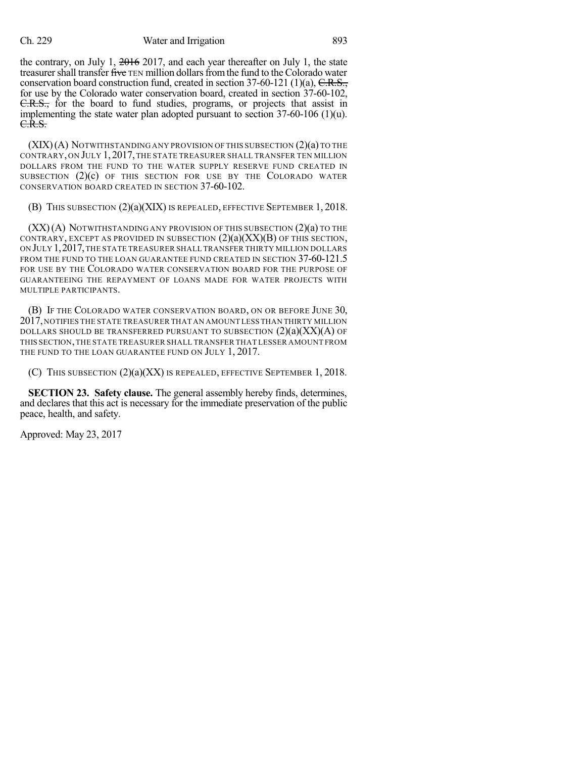the contrary, on July 1, ~~2016~~ 2017, and each year thereafter on July 1, the state treasurer shall transfer ~~five~~ TEN million dollars from the fund to the Colorado water conservation board construction fund, created in section 37-60-121 (1)(a), ~~C.R.S.,~~ for use by the Colorado water conservation board, created in section 37-60-102, ~~C.R.S.,~~ for the board to fund studies, programs, or projects that assist in implementing the state water plan adopted pursuant to section 37-60-106 (1)(u). ~~C.R.S.~~

(XIX) (A) NOTWITHSTANDING ANY PROVISION OF THIS SUBSECTION (2)(a) TO THE CONTRARY, ON JULY 1, 2017, THE STATE TREASURER SHALL TRANSFER TEN MILLION DOLLARS FROM THE FUND TO THE WATER SUPPLY RESERVE FUND CREATED IN SUBSECTION (2)(c) OF THIS SECTION FOR USE BY THE COLORADO WATER CONSERVATION BOARD CREATED IN SECTION 37-60-102.

(B) THIS SUBSECTION (2)(a)(XIX) IS REPEALED, EFFECTIVE SEPTEMBER 1, 2018.

(XX) (A) NOTWITHSTANDING ANY PROVISION OF THIS SUBSECTION (2)(a) TO THE CONTRARY, EXCEPT AS PROVIDED IN SUBSECTION (2)(a)(XX)(B) OF THIS SECTION, ON JULY 1, 2017, THE STATE TREASURER SHALL TRANSFER THIRTY MILLION DOLLARS FROM THE FUND TO THE LOAN GUARANTEE FUND CREATED IN SECTION 37-60-121.5 FOR USE BY THE COLORADO WATER CONSERVATION BOARD FOR THE PURPOSE OF GUARANTEEING THE REPAYMENT OF LOANS MADE FOR WATER PROJECTS WITH MULTIPLE PARTICIPANTS.

(B) IF THE COLORADO WATER CONSERVATION BOARD, ON OR BEFORE JUNE 30, 2017, NOTIFIES THE STATE TREASURER THAT AN AMOUNT LESS THAN THIRTY MILLION DOLLARS SHOULD BE TRANSFERRED PURSUANT TO SUBSECTION (2)(a)(XX)(A) OF THIS SECTION, THE STATE TREASURER SHALL TRANSFER THAT LESSER AMOUNT FROM THE FUND TO THE LOAN GUARANTEE FUND ON JULY 1, 2017.

(C) THIS SUBSECTION (2)(a)(XX) IS REPEALED, EFFECTIVE SEPTEMBER 1, 2018.

**SECTION 23. Safety clause.** The general assembly hereby finds, determines, and declares that this act is necessary for the immediate preservation of the public peace, health, and safety.

Approved: May 23, 2017